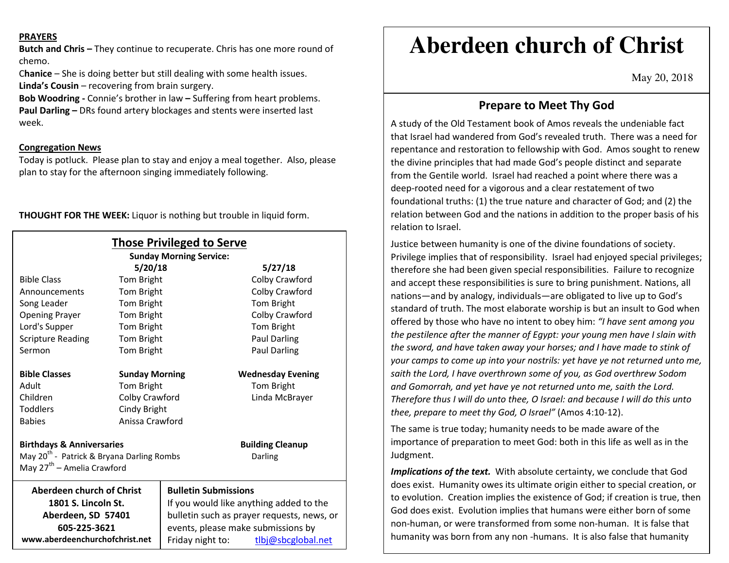**PRAYERS**

**Butch and Chris –** They continue to recuperate. Chris has one more round of chemo.

C**hanice** – She is doing better but still dealing with some health issues.

**Linda's Cousin** – recovering from brain surgery.

**Bob Woodring -** Connie's brother in law **–** Suffering from heart problems.

**Paul Darling –** DRs found artery blockages and stents were inserted last week.

**Congregation News**

Today is potluck. Please plan to stay and enjoy a meal together. Also, please plan to stay for the afternoon singing immediately following.

**THOUGHT FOR THE WEEK:** Liquor is nothing but trouble in liquid form.

## Those Privileged to Serve

**Sunday Morning Service:**

| | 5/20/18 | 5/27/18 |
|---|---|---|
| Bible Class | Tom Bright | Colby Crawford |
| Announcements | Tom Bright | Colby Crawford |
| Song Leader | Tom Bright | Tom Bright |
| Opening Prayer | Tom Bright | Colby Crawford |
| Lord's Supper | Tom Bright | Tom Bright |
| Scripture Reading | Tom Bright | Paul Darling |
| Sermon | Tom Bright | Paul Darling |

| **Bible Classes** | **Sunday Morning** | **Wednesday Evening** |
|---|---|---|
| Adult | Tom Bright | Tom Bright |
| Children | Colby Crawford | Linda McBrayer |
| Toddlers | Cindy Bright | |
| Babies | Anissa Crawford | |

**Birthdays & Anniversaries**

May 20th - Patrick & Bryana Darling Rombs

May 27th – Amelia Crawford

**Building Cleanup**

Darling

**Aberdeen church of Christ**
**1801 S. Lincoln St.**
**Aberdeen, SD 57401**
**605-225-3621**
**www.aberdeenchurchofchrist.net**

**Bulletin Submissions**

If you would like anything added to the bulletin such as prayer requests, news, or events, please make submissions by Friday night to: tlbj@sbcglobal.net

# Aberdeen church of Christ

May 20, 2018

## Prepare to Meet Thy God

A study of the Old Testament book of Amos reveals the undeniable fact that Israel had wandered from God's revealed truth. There was a need for repentance and restoration to fellowship with God. Amos sought to renew the divine principles that had made God's people distinct and separate from the Gentile world. Israel had reached a point where there was a deep-rooted need for a vigorous and a clear restatement of two foundational truths: (1) the true nature and character of God; and (2) the relation between God and the nations in addition to the proper basis of his relation to Israel.

Justice between humanity is one of the divine foundations of society. Privilege implies that of responsibility. Israel had enjoyed special privileges; therefore she had been given special responsibilities. Failure to recognize and accept these responsibilities is sure to bring punishment. Nations, all nations—and by analogy, individuals—are obligated to live up to God's standard of truth. The most elaborate worship is but an insult to God when offered by those who have no intent to obey him: *"I have sent among you the pestilence after the manner of Egypt: your young men have I slain with the sword, and have taken away your horses; and I have made to stink of your camps to come up into your nostrils: yet have ye not returned unto me, saith the Lord, I have overthrown some of you, as God overthrew Sodom and Gomorrah, and yet have ye not returned unto me, saith the Lord. Therefore thus I will do unto thee, O Israel: and because I will do this unto thee, prepare to meet thy God, O Israel"* (Amos 4:10-12).

The same is true today; humanity needs to be made aware of the importance of preparation to meet God: both in this life as well as in the Judgment.

***Implications of the text.*** With absolute certainty, we conclude that God does exist. Humanity owes its ultimate origin either to special creation, or to evolution. Creation implies the existence of God; if creation is true, then God does exist. Evolution implies that humans were either born of some non-human, or were transformed from some non-human. It is false that humanity was born from any non -humans. It is also false that humanity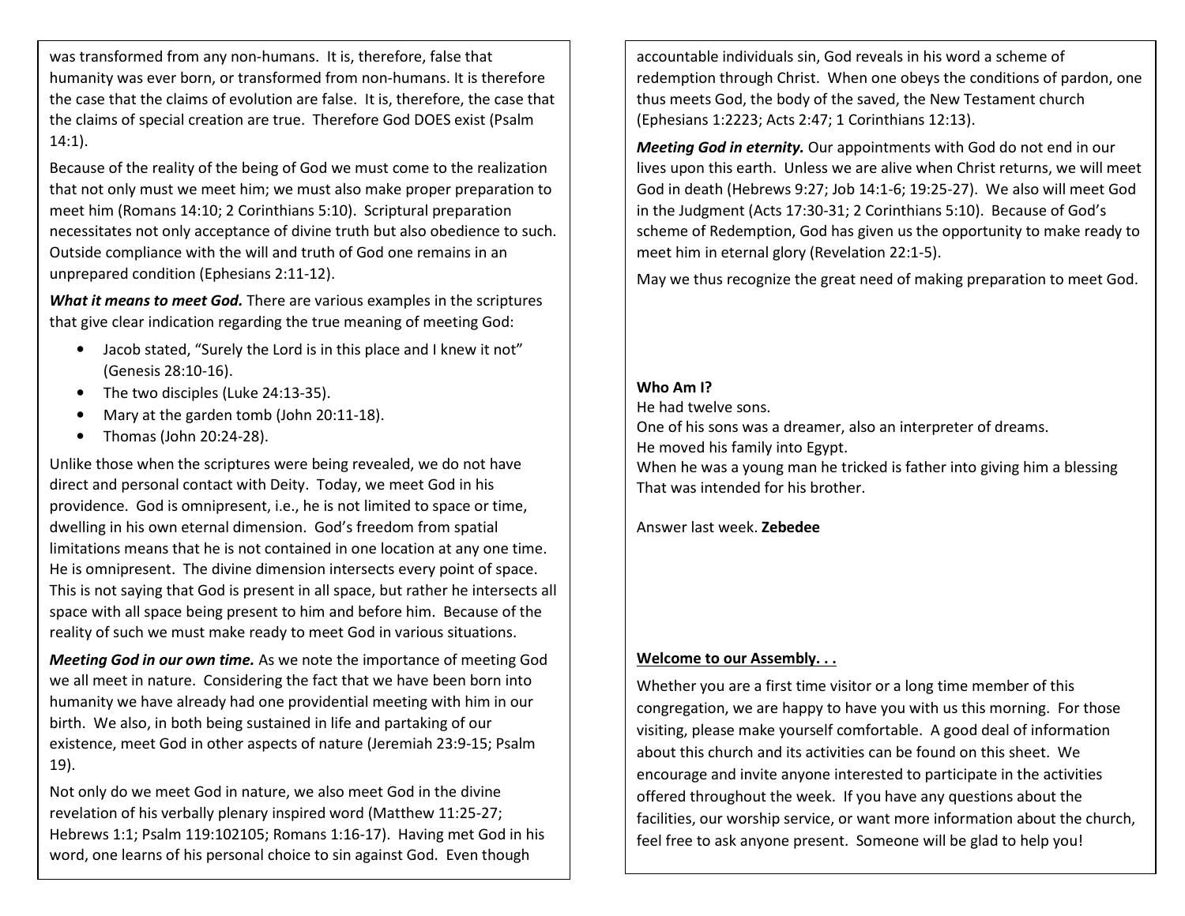was transformed from any non-humans. It is, therefore, false that humanity was ever born, or transformed from non-humans. It is therefore the case that the claims of evolution are false. It is, therefore, the case that the claims of special creation are true. Therefore God DOES exist (Psalm 14:1).

Because of the reality of the being of God we must come to the realization that not only must we meet him; we must also make proper preparation to meet him (Romans 14:10; 2 Corinthians 5:10). Scriptural preparation necessitates not only acceptance of divine truth but also obedience to such. Outside compliance with the will and truth of God one remains in an unprepared condition (Ephesians 2:11-12).

***What it means to meet God.*** There are various examples in the scriptures that give clear indication regarding the true meaning of meeting God:

- Jacob stated, "Surely the Lord is in this place and I knew it not" (Genesis 28:10-16).
- The two disciples (Luke 24:13-35).
- Mary at the garden tomb (John 20:11-18).
- Thomas (John 20:24-28).

Unlike those when the scriptures were being revealed, we do not have direct and personal contact with Deity. Today, we meet God in his providence. God is omnipresent, i.e., he is not limited to space or time, dwelling in his own eternal dimension. God's freedom from spatial limitations means that he is not contained in one location at any one time. He is omnipresent. The divine dimension intersects every point of space. This is not saying that God is present in all space, but rather he intersects all space with all space being present to him and before him. Because of the reality of such we must make ready to meet God in various situations.

***Meeting God in our own time.*** As we note the importance of meeting God we all meet in nature. Considering the fact that we have been born into humanity we have already had one providential meeting with him in our birth. We also, in both being sustained in life and partaking of our existence, meet God in other aspects of nature (Jeremiah 23:9-15; Psalm 19).

Not only do we meet God in nature, we also meet God in the divine revelation of his verbally plenary inspired word (Matthew 11:25-27; Hebrews 1:1; Psalm 119:102105; Romans 1:16-17). Having met God in his word, one learns of his personal choice to sin against God. Even though accountable individuals sin, God reveals in his word a scheme of redemption through Christ. When one obeys the conditions of pardon, one thus meets God, the body of the saved, the New Testament church (Ephesians 1:2223; Acts 2:47; 1 Corinthians 12:13).

***Meeting God in eternity.*** Our appointments with God do not end in our lives upon this earth. Unless we are alive when Christ returns, we will meet God in death (Hebrews 9:27; Job 14:1-6; 19:25-27). We also will meet God in the Judgment (Acts 17:30-31; 2 Corinthians 5:10). Because of God's scheme of Redemption, God has given us the opportunity to make ready to meet him in eternal glory (Revelation 22:1-5).

May we thus recognize the great need of making preparation to meet God.

**Who Am I?**

He had twelve sons.
One of his sons was a dreamer, also an interpreter of dreams.
He moved his family into Egypt.
When he was a young man he tricked is father into giving him a blessing
That was intended for his brother.

Answer last week. **Zebedee**

**Welcome to our Assembly. . .**

Whether you are a first time visitor or a long time member of this congregation, we are happy to have you with us this morning. For those visiting, please make yourself comfortable. A good deal of information about this church and its activities can be found on this sheet. We encourage and invite anyone interested to participate in the activities offered throughout the week. If you have any questions about the facilities, our worship service, or want more information about the church, feel free to ask anyone present. Someone will be glad to help you!